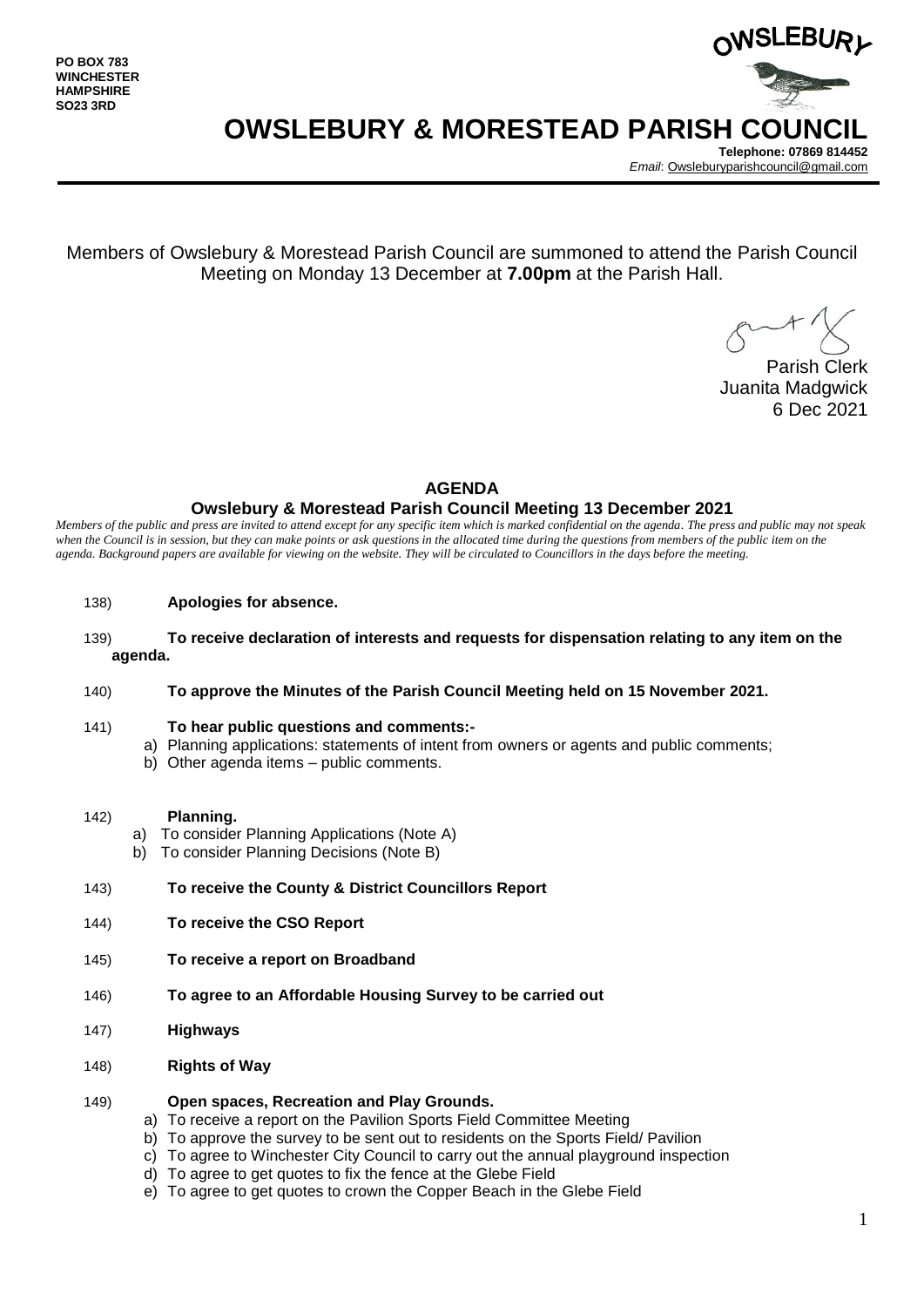PO BOX 783
WINCHESTER
HAMPSHIRE
SO23 3RD

OWSLEBURY

# OWSLEBURY & MORESTEAD PARISH COUNCIL

**Telephone: 07869 814452**
*Email*: Owsleburyparishcouncil@gmail.com

Members of Owslebury & Morestead Parish Council are summoned to attend the Parish Council Meeting on Monday 13 December at **7.00pm** at the Parish Hall.

Parish Clerk
Juanita Madgwick
6 Dec 2021

## AGENDA

### Owslebury & Morestead Parish Council Meeting 13 December 2021

*Members of the public and press are invited to attend except for any specific item which is marked confidential on the agenda. The press and public may not speak when the Council is in session, but they can make points or ask questions in the allocated time during the questions from members of the public item on the agenda. Background papers are available for viewing on the website. They will be circulated to Councillors in the days before the meeting.*

138) **Apologies for absence.**

139) **To receive declaration of interests and requests for dispensation relating to any item on the agenda.**

140) **To approve the Minutes of the Parish Council Meeting held on 15 November 2021.**

141) **To hear public questions and comments:-**
   a) Planning applications: statements of intent from owners or agents and public comments;
   b) Other agenda items – public comments.

142) **Planning.**
   a) To consider Planning Applications (Note A)
   b) To consider Planning Decisions (Note B)

143) **To receive the County & District Councillors Report**

144) **To receive the CSO Report**

145) **To receive a report on Broadband**

146) **To agree to an Affordable Housing Survey to be carried out**

147) **Highways**

148) **Rights of Way**

149) **Open spaces, Recreation and Play Grounds.**
   a) To receive a report on the Pavilion Sports Field Committee Meeting
   b) To approve the survey to be sent out to residents on the Sports Field/ Pavilion
   c) To agree to Winchester City Council to carry out the annual playground inspection
   d) To agree to get quotes to fix the fence at the Glebe Field
   e) To agree to get quotes to crown the Copper Beach in the Glebe Field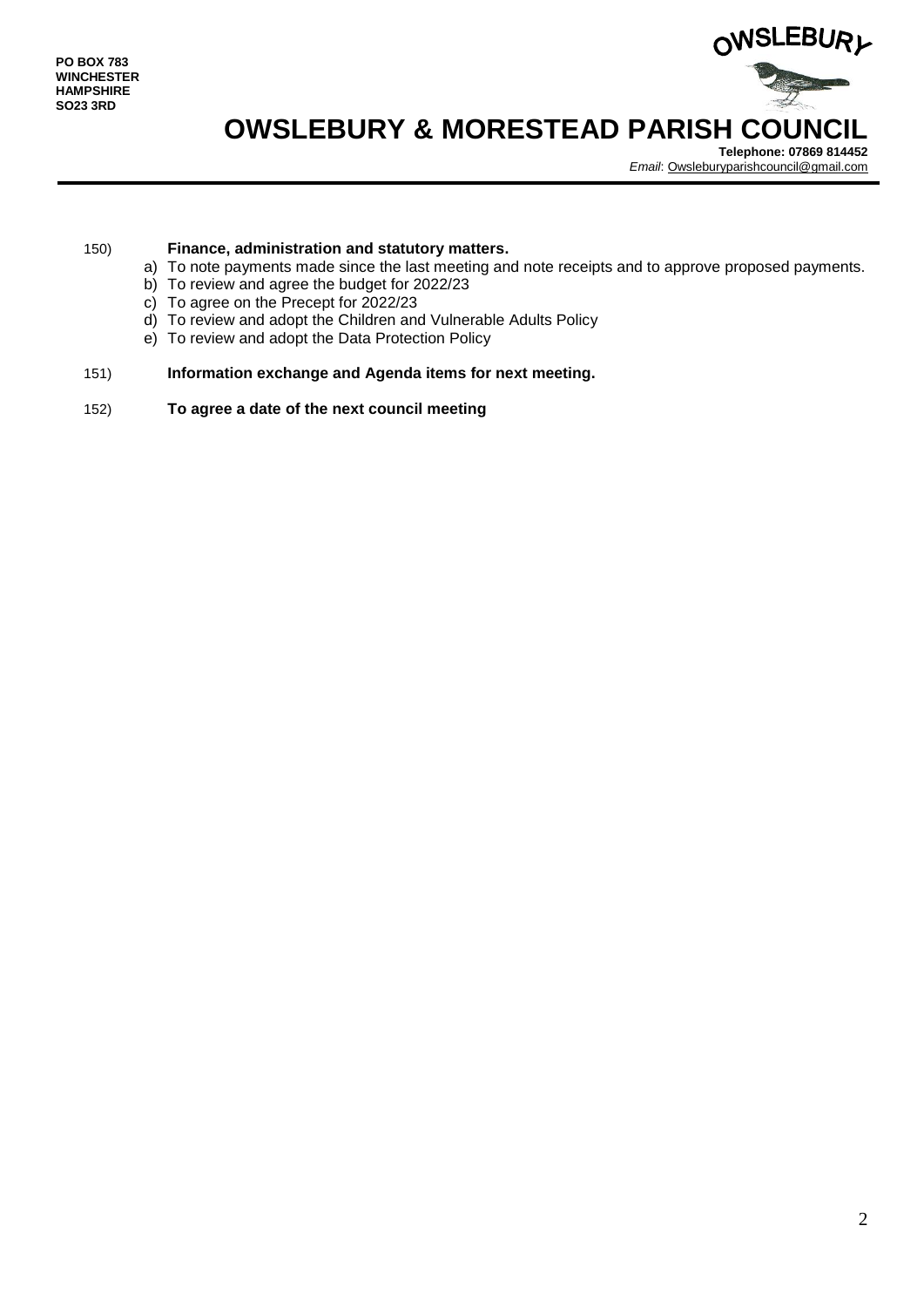PO BOX 783
WINCHESTER
HAMPSHIRE
SO23 3RD

OWSLEBURY

# OWSLEBURY & MORESTEAD PARISH COUNCIL

**Telephone: 07869 814452**
*Email*: Owsleburyparishcouncil@gmail.com

---

150) **Finance, administration and statutory matters.**

a) To note payments made since the last meeting and note receipts and to approve proposed payments.
b) To review and agree the budget for 2022/23
c) To agree on the Precept for 2022/23
d) To review and adopt the Children and Vulnerable Adults Policy
e) To review and adopt the Data Protection Policy

151) **Information exchange and Agenda items for next meeting.**

152) **To agree a date of the next council meeting**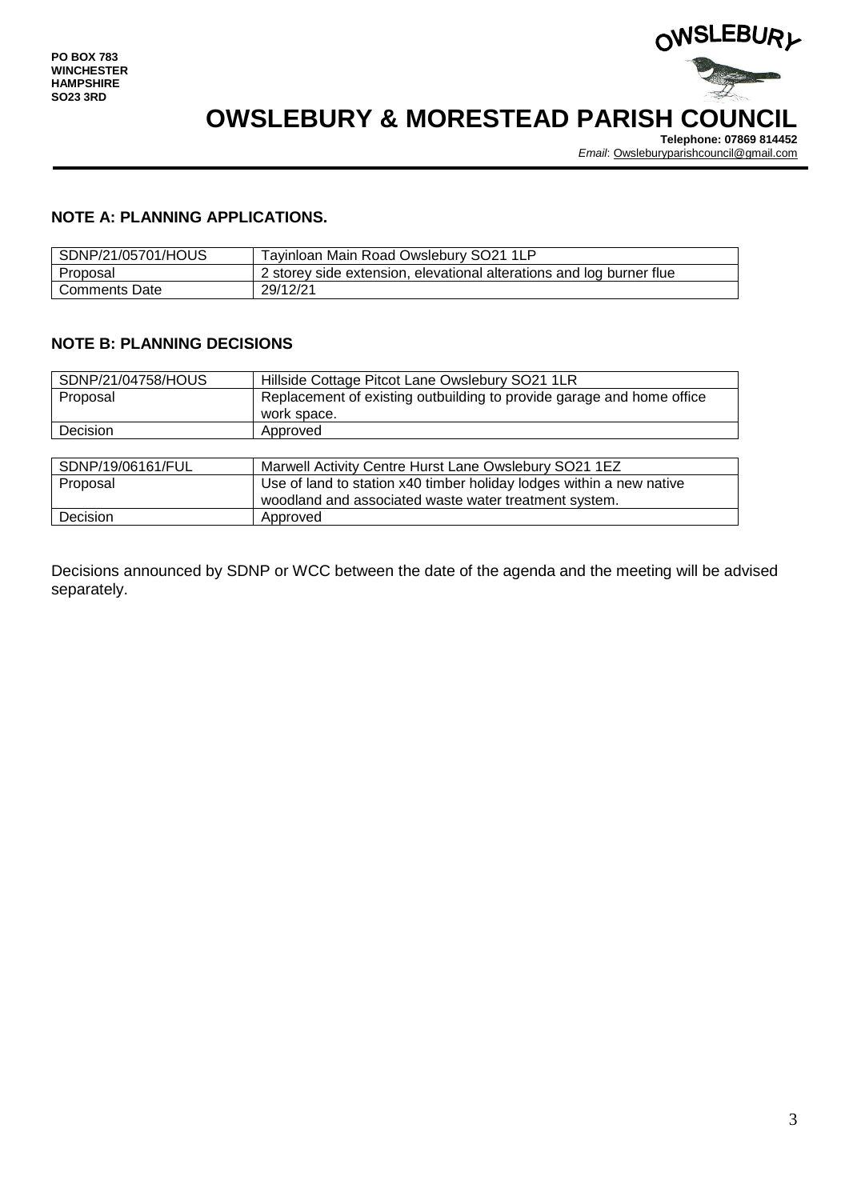PO BOX 783
WINCHESTER
HAMPSHIRE
SO23 3RD

OWSLEBURY

# OWSLEBURY & MORESTEAD PARISH COUNCIL

**Telephone: 07869 814452**
*Email*: Owsleburyparishcouncil@gmail.com

### NOTE A: PLANNING APPLICATIONS.

| | |
|---|---|
| SDNP/21/05701/HOUS | Tayinloan Main Road Owslebury SO21 1LP |
| Proposal | 2 storey side extension, elevational alterations and log burner flue |
| Comments Date | 29/12/21 |

### NOTE B: PLANNING DECISIONS

| | |
|---|---|
| SDNP/21/04758/HOUS | Hillside Cottage Pitcot Lane Owslebury SO21 1LR |
| Proposal | Replacement of existing outbuilding to provide garage and home office work space. |
| Decision | Approved |

| | |
|---|---|
| SDNP/19/06161/FUL | Marwell Activity Centre Hurst Lane Owslebury SO21 1EZ |
| Proposal | Use of land to station x40 timber holiday lodges within a new native woodland and associated waste water treatment system. |
| Decision | Approved |

Decisions announced by SDNP or WCC between the date of the agenda and the meeting will be advised separately.